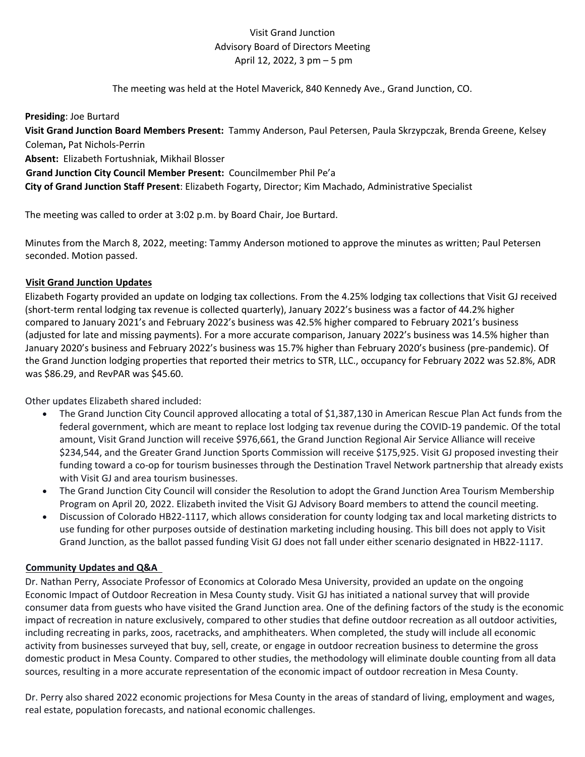Visit Grand Junction
Advisory Board of Directors Meeting
April 12, 2022, 3 pm – 5 pm

The meeting was held at the Hotel Maverick, 840 Kennedy Ave., Grand Junction, CO.

**Presiding**: Joe Burtard
**Visit Grand Junction Board Members Present:** Tammy Anderson, Paul Petersen, Paula Skrzypczak, Brenda Greene, Kelsey Coleman**,** Pat Nichols-Perrin
**Absent:** Elizabeth Fortushniak, Mikhail Blosser
**Grand Junction City Council Member Present:** Councilmember Phil Pe'a
**City of Grand Junction Staff Present**: Elizabeth Fogarty, Director; Kim Machado, Administrative Specialist

The meeting was called to order at 3:02 p.m. by Board Chair, Joe Burtard.

Minutes from the March 8, 2022, meeting: Tammy Anderson motioned to approve the minutes as written; Paul Petersen seconded. Motion passed.

**Visit Grand Junction Updates**

Elizabeth Fogarty provided an update on lodging tax collections. From the 4.25% lodging tax collections that Visit GJ received (short-term rental lodging tax revenue is collected quarterly), January 2022's business was a factor of 44.2% higher compared to January 2021's and February 2022's business was 42.5% higher compared to February 2021's business (adjusted for late and missing payments). For a more accurate comparison, January 2022's business was 14.5% higher than January 2020's business and February 2022's business was 15.7% higher than February 2020's business (pre-pandemic). Of the Grand Junction lodging properties that reported their metrics to STR, LLC., occupancy for February 2022 was 52.8%, ADR was $86.29, and RevPAR was $45.60.

Other updates Elizabeth shared included:

- The Grand Junction City Council approved allocating a total of $1,387,130 in American Rescue Plan Act funds from the federal government, which are meant to replace lost lodging tax revenue during the COVID-19 pandemic. Of the total amount, Visit Grand Junction will receive $976,661, the Grand Junction Regional Air Service Alliance will receive $234,544, and the Greater Grand Junction Sports Commission will receive $175,925. Visit GJ proposed investing their funding toward a co-op for tourism businesses through the Destination Travel Network partnership that already exists with Visit GJ and area tourism businesses.
- The Grand Junction City Council will consider the Resolution to adopt the Grand Junction Area Tourism Membership Program on April 20, 2022. Elizabeth invited the Visit GJ Advisory Board members to attend the council meeting.
- Discussion of Colorado HB22-1117, which allows consideration for county lodging tax and local marketing districts to use funding for other purposes outside of destination marketing including housing. This bill does not apply to Visit Grand Junction, as the ballot passed funding Visit GJ does not fall under either scenario designated in HB22-1117.

**Community Updates and Q&A**

Dr. Nathan Perry, Associate Professor of Economics at Colorado Mesa University, provided an update on the ongoing Economic Impact of Outdoor Recreation in Mesa County study. Visit GJ has initiated a national survey that will provide consumer data from guests who have visited the Grand Junction area. One of the defining factors of the study is the economic impact of recreation in nature exclusively, compared to other studies that define outdoor recreation as all outdoor activities, including recreating in parks, zoos, racetracks, and amphitheaters. When completed, the study will include all economic activity from businesses surveyed that buy, sell, create, or engage in outdoor recreation business to determine the gross domestic product in Mesa County. Compared to other studies, the methodology will eliminate double counting from all data sources, resulting in a more accurate representation of the economic impact of outdoor recreation in Mesa County.

Dr. Perry also shared 2022 economic projections for Mesa County in the areas of standard of living, employment and wages, real estate, population forecasts, and national economic challenges.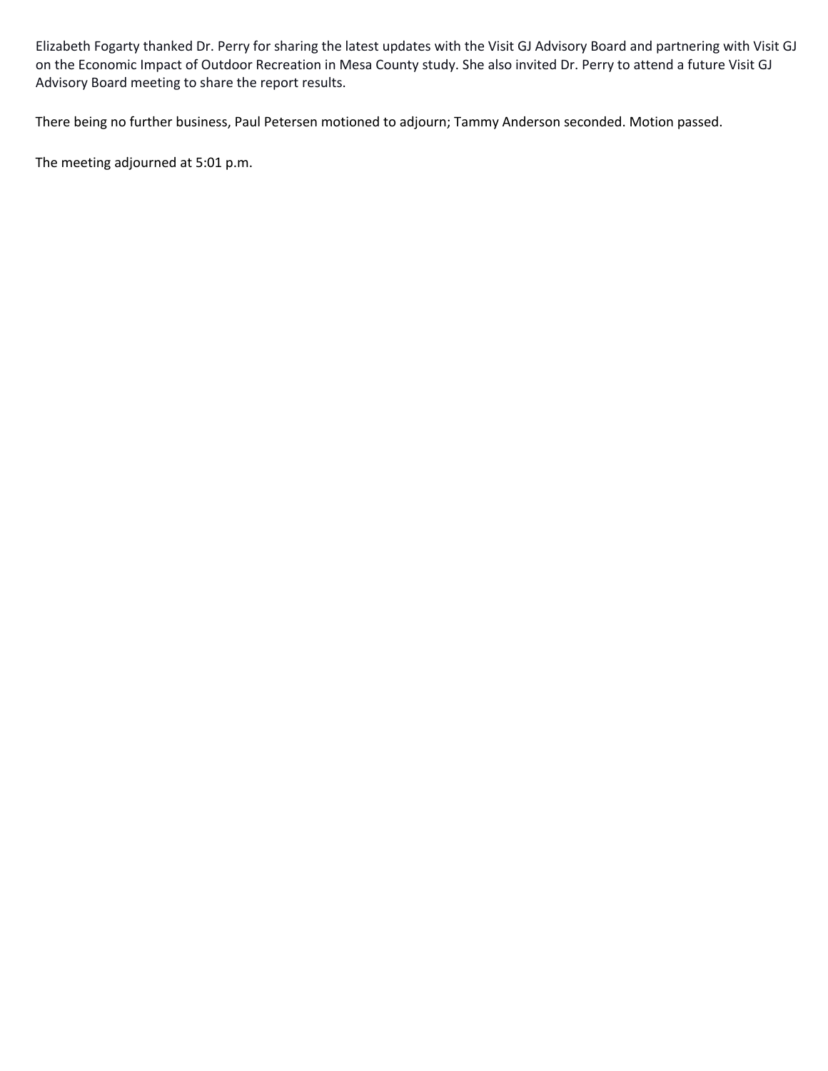Elizabeth Fogarty thanked Dr. Perry for sharing the latest updates with the Visit GJ Advisory Board and partnering with Visit GJ on the Economic Impact of Outdoor Recreation in Mesa County study. She also invited Dr. Perry to attend a future Visit GJ Advisory Board meeting to share the report results.

There being no further business, Paul Petersen motioned to adjourn; Tammy Anderson seconded. Motion passed.

The meeting adjourned at 5:01 p.m.